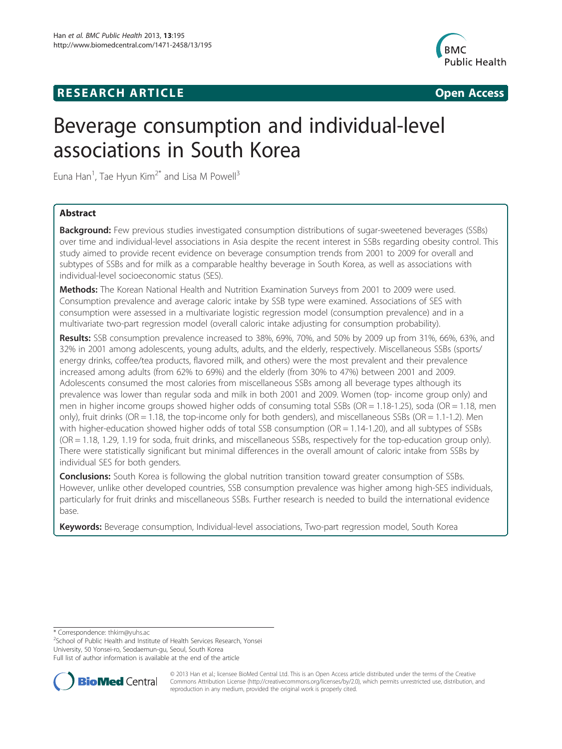**RESEARCH ARTICLE** **Open Access**

# Beverage consumption and individual-level associations in South Korea

Euna Han[1], Tae Hyun Kim[2*] and Lisa M Powell[3]

## Abstract

**Background:** Few previous studies investigated consumption distributions of sugar-sweetened beverages (SSBs) over time and individual-level associations in Asia despite the recent interest in SSBs regarding obesity control. This study aimed to provide recent evidence on beverage consumption trends from 2001 to 2009 for overall and subtypes of SSBs and for milk as a comparable healthy beverage in South Korea, as well as associations with individual-level socioeconomic status (SES).

**Methods:** The Korean National Health and Nutrition Examination Surveys from 2001 to 2009 were used. Consumption prevalence and average caloric intake by SSB type were examined. Associations of SES with consumption were assessed in a multivariate logistic regression model (consumption prevalence) and in a multivariate two-part regression model (overall caloric intake adjusting for consumption probability).

**Results:** SSB consumption prevalence increased to 38%, 69%, 70%, and 50% by 2009 up from 31%, 66%, 63%, and 32% in 2001 among adolescents, young adults, adults, and the elderly, respectively. Miscellaneous SSBs (sports/ energy drinks, coffee/tea products, flavored milk, and others) were the most prevalent and their prevalence increased among adults (from 62% to 69%) and the elderly (from 30% to 47%) between 2001 and 2009. Adolescents consumed the most calories from miscellaneous SSBs among all beverage types although its prevalence was lower than regular soda and milk in both 2001 and 2009. Women (top- income group only) and men in higher income groups showed higher odds of consuming total SSBs (OR = 1.18-1.25), soda (OR = 1.18, men only), fruit drinks (OR = 1.18, the top-income only for both genders), and miscellaneous SSBs (OR = 1.1-1.2). Men with higher-education showed higher odds of total SSB consumption (OR = 1.14-1.20), and all subtypes of SSBs (OR = 1.18, 1.29, 1.19 for soda, fruit drinks, and miscellaneous SSBs, respectively for the top-education group only). There were statistically significant but minimal differences in the overall amount of caloric intake from SSBs by individual SES for both genders.

**Conclusions:** South Korea is following the global nutrition transition toward greater consumption of SSBs. However, unlike other developed countries, SSB consumption prevalence was higher among high-SES individuals, particularly for fruit drinks and miscellaneous SSBs. Further research is needed to build the international evidence base.

**Keywords:** Beverage consumption, Individual-level associations, Two-part regression model, South Korea

---

* Correspondence: thkim@yuhs.ac
[2]School of Public Health and Institute of Health Services Research, Yonsei University, 50 Yonsei-ro, Seodaemun-gu, Seoul, South Korea
Full list of author information is available at the end of the article

© 2013 Han et al.; licensee BioMed Central Ltd. This is an Open Access article distributed under the terms of the Creative Commons Attribution License (http://creativecommons.org/licenses/by/2.0), which permits unrestricted use, distribution, and reproduction in any medium, provided the original work is properly cited.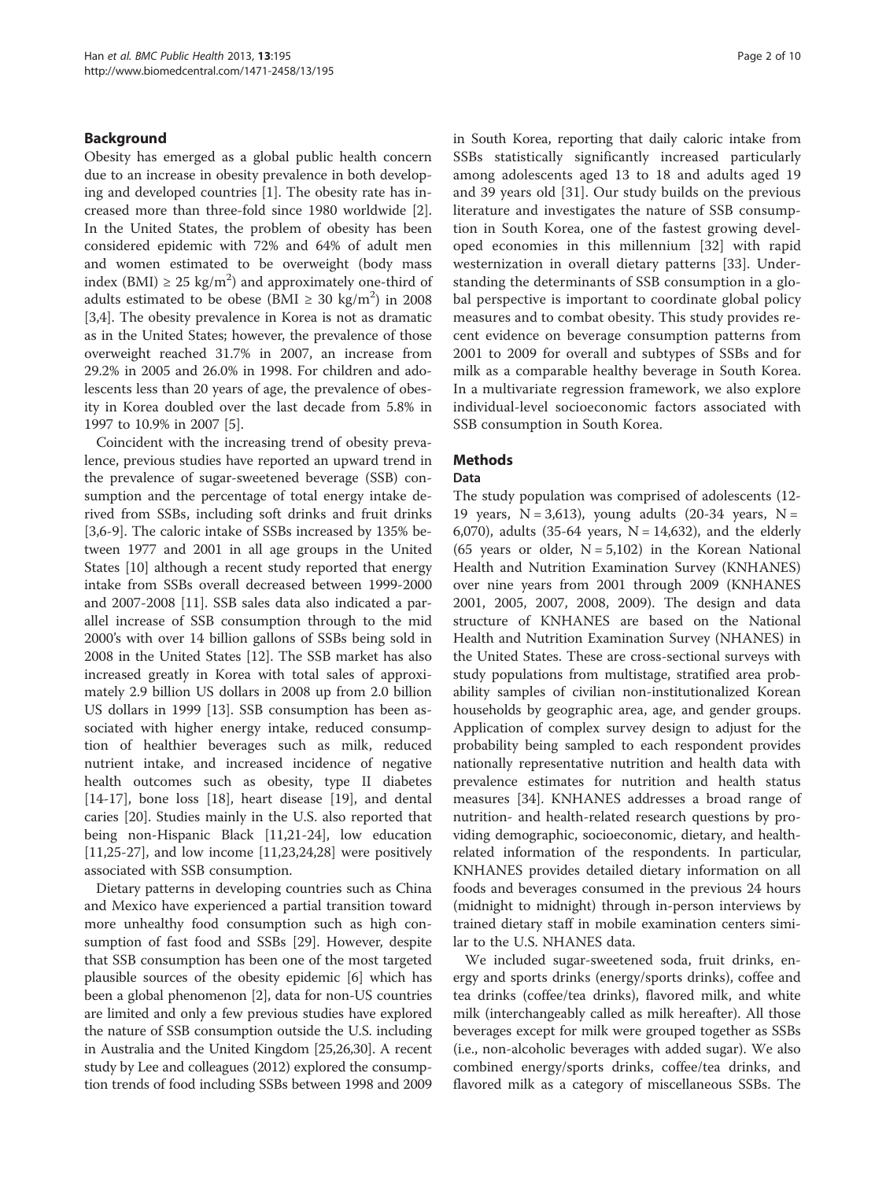## Background

Obesity has emerged as a global public health concern due to an increase in obesity prevalence in both developing and developed countries [1]. The obesity rate has increased more than three-fold since 1980 worldwide [2]. In the United States, the problem of obesity has been considered epidemic with 72% and 64% of adult men and women estimated to be overweight (body mass index (BMI) ≥ 25 kg/m$^2$) and approximately one-third of adults estimated to be obese (BMI ≥ 30 kg/m$^2$) in 2008 [3,4]. The obesity prevalence in Korea is not as dramatic as in the United States; however, the prevalence of those overweight reached 31.7% in 2007, an increase from 29.2% in 2005 and 26.0% in 1998. For children and adolescents less than 20 years of age, the prevalence of obesity in Korea doubled over the last decade from 5.8% in 1997 to 10.9% in 2007 [5].

Coincident with the increasing trend of obesity prevalence, previous studies have reported an upward trend in the prevalence of sugar-sweetened beverage (SSB) consumption and the percentage of total energy intake derived from SSBs, including soft drinks and fruit drinks [3,6-9]. The caloric intake of SSBs increased by 135% between 1977 and 2001 in all age groups in the United States [10] although a recent study reported that energy intake from SSBs overall decreased between 1999-2000 and 2007-2008 [11]. SSB sales data also indicated a parallel increase of SSB consumption through to the mid 2000's with over 14 billion gallons of SSBs being sold in 2008 in the United States [12]. The SSB market has also increased greatly in Korea with total sales of approximately 2.9 billion US dollars in 2008 up from 2.0 billion US dollars in 1999 [13]. SSB consumption has been associated with higher energy intake, reduced consumption of healthier beverages such as milk, reduced nutrient intake, and increased incidence of negative health outcomes such as obesity, type II diabetes [14-17], bone loss [18], heart disease [19], and dental caries [20]. Studies mainly in the U.S. also reported that being non-Hispanic Black [11,21-24], low education [11,25-27], and low income [11,23,24,28] were positively associated with SSB consumption.

Dietary patterns in developing countries such as China and Mexico have experienced a partial transition toward more unhealthy food consumption such as high consumption of fast food and SSBs [29]. However, despite that SSB consumption has been one of the most targeted plausible sources of the obesity epidemic [6] which has been a global phenomenon [2], data for non-US countries are limited and only a few previous studies have explored the nature of SSB consumption outside the U.S. including in Australia and the United Kingdom [25,26,30]. A recent study by Lee and colleagues (2012) explored the consumption trends of food including SSBs between 1998 and 2009 in South Korea, reporting that daily caloric intake from SSBs statistically significantly increased particularly among adolescents aged 13 to 18 and adults aged 19 and 39 years old [31]. Our study builds on the previous literature and investigates the nature of SSB consumption in South Korea, one of the fastest growing developed economies in this millennium [32] with rapid westernization in overall dietary patterns [33]. Understanding the determinants of SSB consumption in a global perspective is important to coordinate global policy measures and to combat obesity. This study provides recent evidence on beverage consumption patterns from 2001 to 2009 for overall and subtypes of SSBs and for milk as a comparable healthy beverage in South Korea. In a multivariate regression framework, we also explore individual-level socioeconomic factors associated with SSB consumption in South Korea.

## Methods

### Data

The study population was comprised of adolescents (12-19 years, N = 3,613), young adults (20-34 years, N = 6,070), adults (35-64 years, N = 14,632), and the elderly (65 years or older, N = 5,102) in the Korean National Health and Nutrition Examination Survey (KNHANES) over nine years from 2001 through 2009 (KNHANES 2001, 2005, 2007, 2008, 2009). The design and data structure of KNHANES are based on the National Health and Nutrition Examination Survey (NHANES) in the United States. These are cross-sectional surveys with study populations from multistage, stratified area probability samples of civilian non-institutionalized Korean households by geographic area, age, and gender groups. Application of complex survey design to adjust for the probability being sampled to each respondent provides nationally representative nutrition and health data with prevalence estimates for nutrition and health status measures [34]. KNHANES addresses a broad range of nutrition- and health-related research questions by providing demographic, socioeconomic, dietary, and health-related information of the respondents. In particular, KNHANES provides detailed dietary information on all foods and beverages consumed in the previous 24 hours (midnight to midnight) through in-person interviews by trained dietary staff in mobile examination centers similar to the U.S. NHANES data.

We included sugar-sweetened soda, fruit drinks, energy and sports drinks (energy/sports drinks), coffee and tea drinks (coffee/tea drinks), flavored milk, and white milk (interchangeably called as milk hereafter). All those beverages except for milk were grouped together as SSBs (i.e., non-alcoholic beverages with added sugar). We also combined energy/sports drinks, coffee/tea drinks, and flavored milk as a category of miscellaneous SSBs. The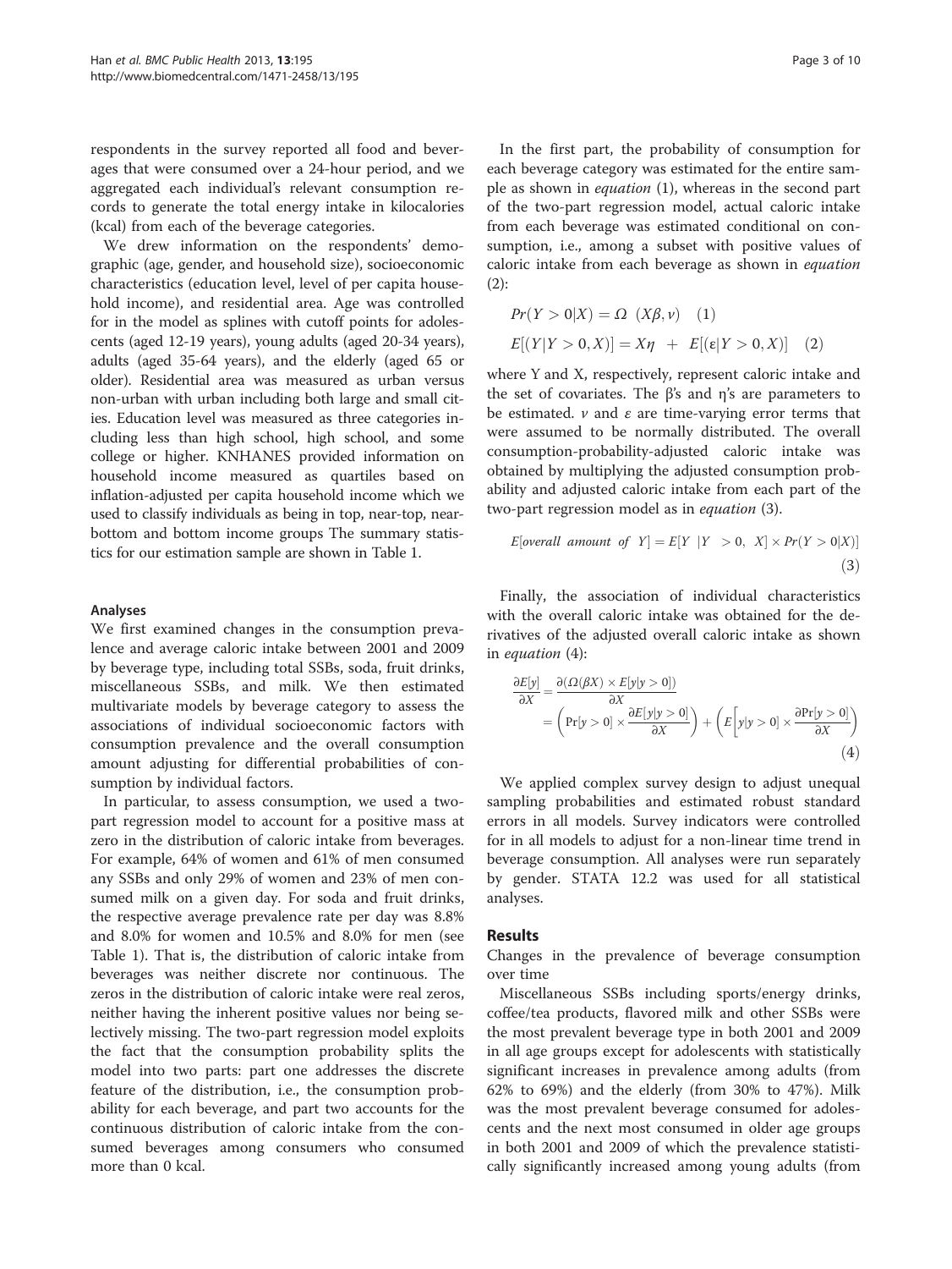respondents in the survey reported all food and beverages that were consumed over a 24-hour period, and we aggregated each individual's relevant consumption records to generate the total energy intake in kilocalories (kcal) from each of the beverage categories.

We drew information on the respondents' demographic (age, gender, and household size), socioeconomic characteristics (education level, level of per capita household income), and residential area. Age was controlled for in the model as splines with cutoff points for adolescents (aged 12-19 years), young adults (aged 20-34 years), adults (aged 35-64 years), and the elderly (aged 65 or older). Residential area was measured as urban versus non-urban with urban including both large and small cities. Education level was measured as three categories including less than high school, high school, and some college or higher. KNHANES provided information on household income measured as quartiles based on inflation-adjusted per capita household income which we used to classify individuals as being in top, near-top, near-bottom and bottom income groups The summary statistics for our estimation sample are shown in Table 1.

### Analyses

We first examined changes in the consumption prevalence and average caloric intake between 2001 and 2009 by beverage type, including total SSBs, soda, fruit drinks, miscellaneous SSBs, and milk. We then estimated multivariate models by beverage category to assess the associations of individual socioeconomic factors with consumption prevalence and the overall consumption amount adjusting for differential probabilities of consumption by individual factors.

In particular, to assess consumption, we used a two-part regression model to account for a positive mass at zero in the distribution of caloric intake from beverages. For example, 64% of women and 61% of men consumed any SSBs and only 29% of women and 23% of men consumed milk on a given day. For soda and fruit drinks, the respective average prevalence rate per day was 8.8% and 8.0% for women and 10.5% and 8.0% for men (see Table 1). That is, the distribution of caloric intake from beverages was neither discrete nor continuous. The zeros in the distribution of caloric intake were real zeros, neither having the inherent positive values nor being selectively missing. The two-part regression model exploits the fact that the consumption probability splits the model into two parts: part one addresses the discrete feature of the distribution, i.e., the consumption probability for each beverage, and part two accounts for the continuous distribution of caloric intake from the consumed beverages among consumers who consumed more than 0 kcal.

In the first part, the probability of consumption for each beverage category was estimated for the entire sample as shown in *equation* (1), whereas in the second part of the two-part regression model, actual caloric intake from each beverage was estimated conditional on consumption, i.e., among a subset with positive values of caloric intake from each beverage as shown in *equation* (2):

$$Pr(Y > 0|X) = \Omega\ (X\beta, \nu) \quad (1)$$

$$E[(Y|Y > 0, X)] = X\eta \ + \ E[(\varepsilon|Y > 0, X)] \quad (2)$$

where Y and X, respectively, represent caloric intake and the set of covariates. The β's and η's are parameters to be estimated. $\nu$ and $\varepsilon$ are time-varying error terms that were assumed to be normally distributed. The overall consumption-probability-adjusted caloric intake was obtained by multiplying the adjusted consumption probability and adjusted caloric intake from each part of the two-part regression model as in *equation* (3).

$$E[overall\ \ amount\ \ of\ \ Y] = E[Y\ \ |Y\ \ > 0,\ \ X] \times Pr(Y > 0|X)] \quad (3)$$

Finally, the association of individual characteristics with the overall caloric intake was obtained for the derivatives of the adjusted overall caloric intake as shown in *equation* (4):

$$\frac{\partial E[y]}{\partial X} = \frac{\partial(\Omega(\beta X) \times E[y|y > 0])}{\partial X} = \left(\Pr[y > 0] \times \frac{\partial E[y|y > 0]}{\partial X}\right) + \left(E\Big[y|y > 0\Big] \times \frac{\partial \Pr[y > 0]}{\partial X}\right) \quad (4)$$

We applied complex survey design to adjust unequal sampling probabilities and estimated robust standard errors in all models. Survey indicators were controlled for in all models to adjust for a non-linear time trend in beverage consumption. All analyses were run separately by gender. STATA 12.2 was used for all statistical analyses.

## Results

Changes in the prevalence of beverage consumption over time

Miscellaneous SSBs including sports/energy drinks, coffee/tea products, flavored milk and other SSBs were the most prevalent beverage type in both 2001 and 2009 in all age groups except for adolescents with statistically significant increases in prevalence among adults (from 62% to 69%) and the elderly (from 30% to 47%). Milk was the most prevalent beverage consumed for adolescents and the next most consumed in older age groups in both 2001 and 2009 of which the prevalence statistically significantly increased among young adults (from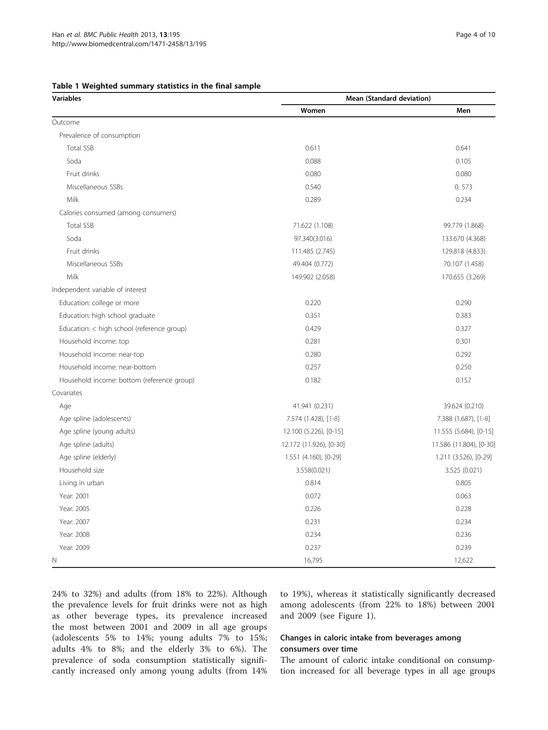**Table 1 Weighted summary statistics in the final sample**

| Variables | Mean (Standard deviation) | |
|---|---|---|
| | Women | Men |
| Outcome | | |
| Prevalence of consumption | | |
| Total SSB | 0.611 | 0.641 |
| Soda | 0.088 | 0.105 |
| Fruit drinks | 0.080 | 0.080 |
| Miscellaneous SSBs | 0.540 | 0. 573 |
| Milk | 0.289 | 0.234 |
| Calories consumed (among consumers) | | |
| Total SSB | 71.622 (1.108) | 99.779 (1.868) |
| Soda | 97.340(3.016) | 133.670 (4.368) |
| Fruit drinks | 111.485 (2.745) | 129.818 (4.833) |
| Miscellaneous SSBs | 49.404 (0.772) | 70.107 (1.458) |
| Milk | 149.902 (2.058) | 170.655 (3.269) |
| Independent variable of interest | | |
| Education: college or more | 0.220 | 0.290 |
| Education: high school graduate | 0.351 | 0.383 |
| Education: < high school (reference group) | 0.429 | 0.327 |
| Household income: top | 0.281 | 0.301 |
| Household income: near-top | 0.280 | 0.292 |
| Household income: near-bottom | 0.257 | 0.250 |
| Household income: bottom (reference group) | 0.182 | 0.157 |
| Covariates | | |
| Age | 41.941 (0.231) | 39.624 (0.210) |
| Age spline (adolescents) | 7.574 (1.428), [1-8] | 7.388 (1.687), [1-8] |
| Age spline (young adults) | 12.100 (5.226), [0-15] | 11.555 (5.684), [0-15] |
| Age spline (adults) | 12.172 (11.926), [0-30] | 11.586 (11.804), [0-30] |
| Age spline (elderly) | 1.551 (4.160), [0-29] | 1.211 (3.526), [0-29] |
| Household size | 3.558(0.021) | 3.525 (0.021) |
| Living in urban | 0.814 | 0.805 |
| Year: 2001 | 0.072 | 0.063 |
| Year: 2005 | 0.226 | 0.228 |
| Year: 2007 | 0.231 | 0.234 |
| Year: 2008 | 0.234 | 0.236 |
| Year: 2009 | 0.237 | 0.239 |
| N | 16,795 | 12,622 |

24% to 32%) and adults (from 18% to 22%). Although the prevalence levels for fruit drinks were not as high as other beverage types, its prevalence increased the most between 2001 and 2009 in all age groups (adolescents 5% to 14%; young adults 7% to 15%; adults 4% to 8%; and the elderly 3% to 6%). The prevalence of soda consumption statistically significantly increased only among young adults (from 14% to 19%), whereas it statistically significantly decreased among adolescents (from 22% to 18%) between 2001 and 2009 (see Figure 1).

### Changes in caloric intake from beverages among consumers over time

The amount of caloric intake conditional on consumption increased for all beverage types in all age groups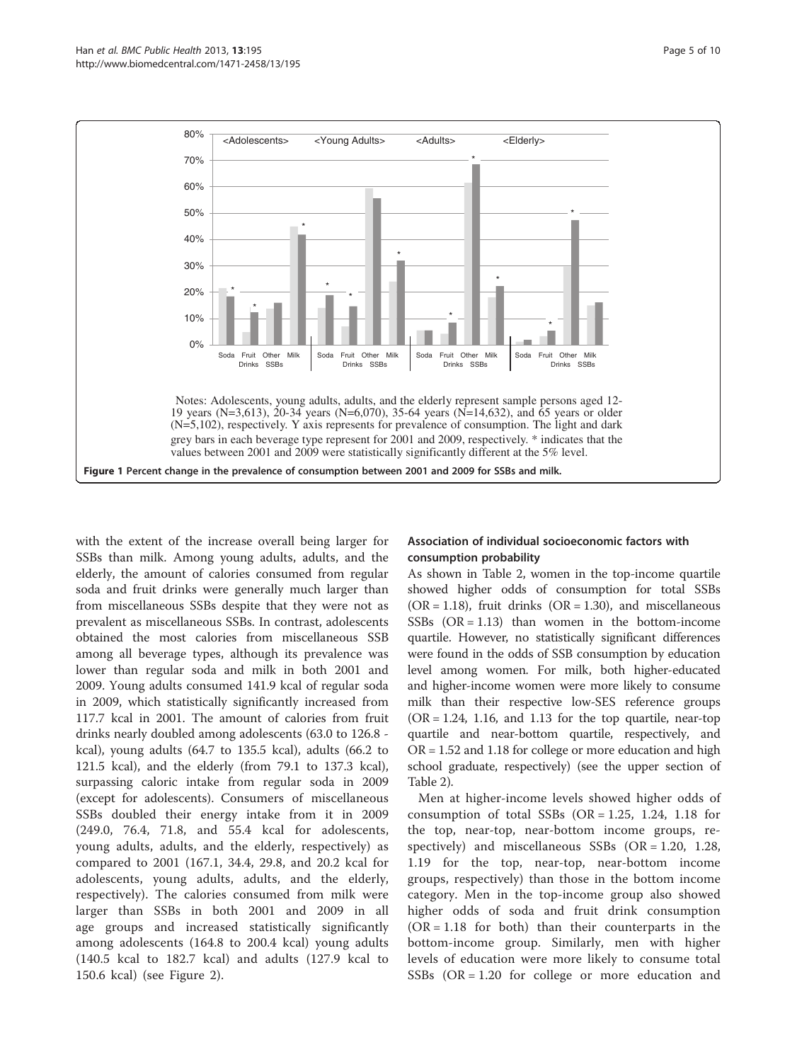Notes: Adolescents, young adults, adults, and the elderly represent sample persons aged 12-19 years (N=3,613), 20-34 years (N=6,070), 35-64 years (N=14,632), and 65 years or older (N=5,102), respectively. Y axis represents for prevalence of consumption. The light and dark grey bars in each beverage type represent for 2001 and 2009, respectively. * indicates that the values between 2001 and 2009 were statistically significantly different at the 5% level.

**Figure 1 Percent change in the prevalence of consumption between 2001 and 2009 for SSBs and milk.**

with the extent of the increase overall being larger for SSBs than milk. Among young adults, adults, and the elderly, the amount of calories consumed from regular soda and fruit drinks were generally much larger than from miscellaneous SSBs despite that they were not as prevalent as miscellaneous SSBs. In contrast, adolescents obtained the most calories from miscellaneous SSB among all beverage types, although its prevalence was lower than regular soda and milk in both 2001 and 2009. Young adults consumed 141.9 kcal of regular soda in 2009, which statistically significantly increased from 117.7 kcal in 2001. The amount of calories from fruit drinks nearly doubled among adolescents (63.0 to 126.8 - kcal), young adults (64.7 to 135.5 kcal), adults (66.2 to 121.5 kcal), and the elderly (from 79.1 to 137.3 kcal), surpassing caloric intake from regular soda in 2009 (except for adolescents). Consumers of miscellaneous SSBs doubled their energy intake from it in 2009 (249.0, 76.4, 71.8, and 55.4 kcal for adolescents, young adults, adults, and the elderly, respectively) as compared to 2001 (167.1, 34.4, 29.8, and 20.2 kcal for adolescents, young adults, adults, and the elderly, respectively). The calories consumed from milk were larger than SSBs in both 2001 and 2009 in all age groups and increased statistically significantly among adolescents (164.8 to 200.4 kcal) young adults (140.5 kcal to 182.7 kcal) and adults (127.9 kcal to 150.6 kcal) (see Figure 2).

### Association of individual socioeconomic factors with consumption probability

As shown in Table 2, women in the top-income quartile showed higher odds of consumption for total SSBs (OR = 1.18), fruit drinks (OR = 1.30), and miscellaneous SSBs (OR = 1.13) than women in the bottom-income quartile. However, no statistically significant differences were found in the odds of SSB consumption by education level among women. For milk, both higher-educated and higher-income women were more likely to consume milk than their respective low-SES reference groups (OR = 1.24, 1.16, and 1.13 for the top quartile, near-top quartile and near-bottom quartile, respectively, and OR = 1.52 and 1.18 for college or more education and high school graduate, respectively) (see the upper section of Table 2).

Men at higher-income levels showed higher odds of consumption of total SSBs (OR = 1.25, 1.24, 1.18 for the top, near-top, near-bottom income groups, respectively) and miscellaneous SSBs (OR = 1.20, 1.28, 1.19 for the top, near-top, near-bottom income groups, respectively) than those in the bottom income category. Men in the top-income group also showed higher odds of soda and fruit drink consumption (OR = 1.18 for both) than their counterparts in the bottom-income group. Similarly, men with higher levels of education were more likely to consume total SSBs (OR = 1.20 for college or more education and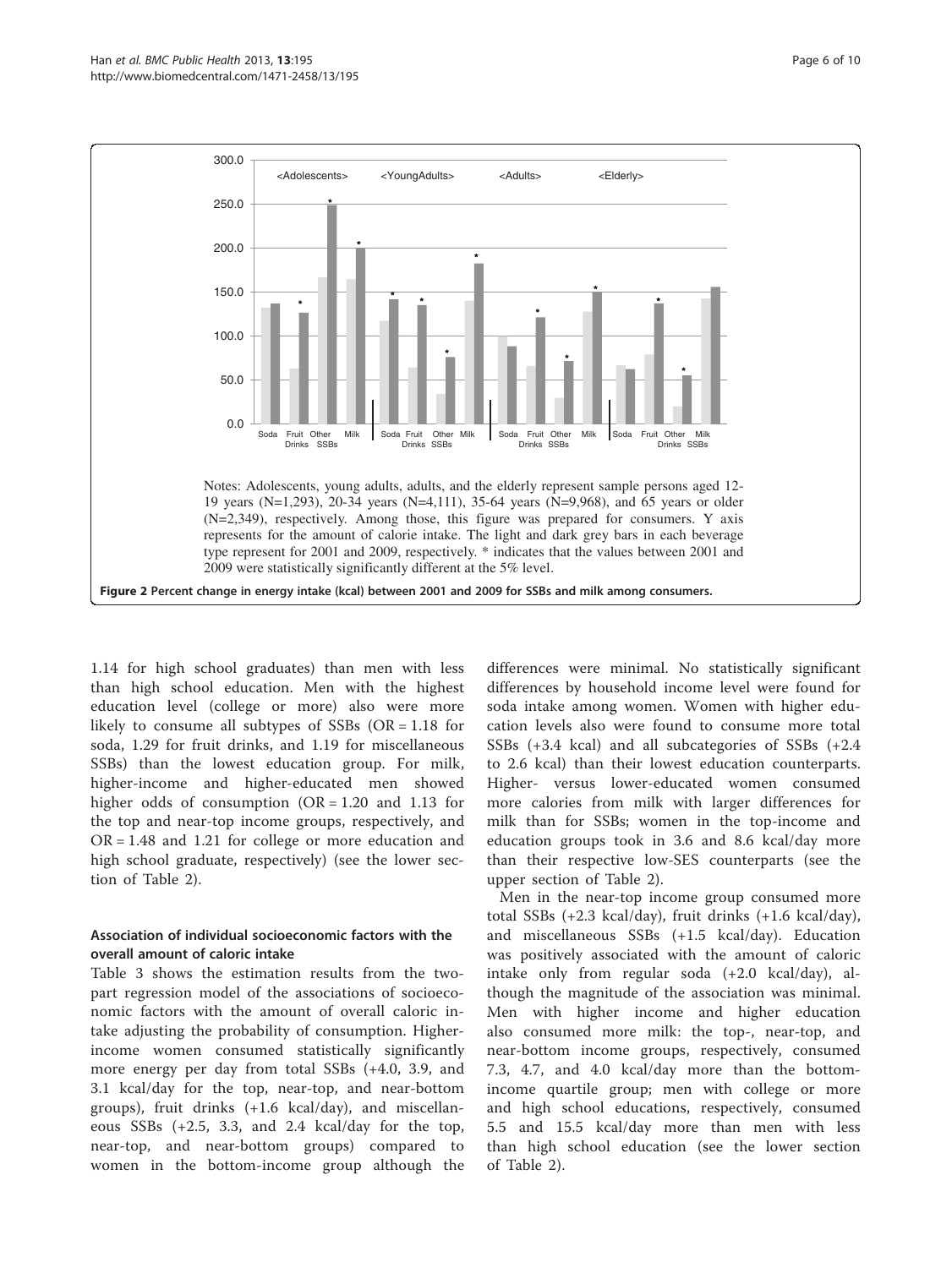Notes: Adolescents, young adults, adults, and the elderly represent sample persons aged 12-19 years (N=1,293), 20-34 years (N=4,111), 35-64 years (N=9,968), and 65 years or older (N=2,349), respectively. Among those, this figure was prepared for consumers. Y axis represents for the amount of calorie intake. The light and dark grey bars in each beverage type represent for 2001 and 2009, respectively. * indicates that the values between 2001 and 2009 were statistically significantly different at the 5% level.

**Figure 2 Percent change in energy intake (kcal) between 2001 and 2009 for SSBs and milk among consumers.**

1.14 for high school graduates) than men with less than high school education. Men with the highest education level (college or more) also were more likely to consume all subtypes of SSBs (OR = 1.18 for soda, 1.29 for fruit drinks, and 1.19 for miscellaneous SSBs) than the lowest education group. For milk, higher-income and higher-educated men showed higher odds of consumption (OR = 1.20 and 1.13 for the top and near-top income groups, respectively, and OR = 1.48 and 1.21 for college or more education and high school graduate, respectively) (see the lower section of Table 2).

### Association of individual socioeconomic factors with the overall amount of caloric intake

Table 3 shows the estimation results from the two-part regression model of the associations of socioeconomic factors with the amount of overall caloric intake adjusting the probability of consumption. Higher-income women consumed statistically significantly more energy per day from total SSBs (+4.0, 3.9, and 3.1 kcal/day for the top, near-top, and near-bottom groups), fruit drinks (+1.6 kcal/day), and miscellaneous SSBs (+2.5, 3.3, and 2.4 kcal/day for the top, near-top, and near-bottom groups) compared to women in the bottom-income group although the differences were minimal. No statistically significant differences by household income level were found for soda intake among women. Women with higher education levels also were found to consume more total SSBs (+3.4 kcal) and all subcategories of SSBs (+2.4 to 2.6 kcal) than their lowest education counterparts. Higher- versus lower-educated women consumed more calories from milk with larger differences for milk than for SSBs; women in the top-income and education groups took in 3.6 and 8.6 kcal/day more than their respective low-SES counterparts (see the upper section of Table 2).

Men in the near-top income group consumed more total SSBs (+2.3 kcal/day), fruit drinks (+1.6 kcal/day), and miscellaneous SSBs (+1.5 kcal/day). Education was positively associated with the amount of caloric intake only from regular soda (+2.0 kcal/day), although the magnitude of the association was minimal. Men with higher income and higher education also consumed more milk: the top-, near-top, and near-bottom income groups, respectively, consumed 7.3, 4.7, and 4.0 kcal/day more than the bottom-income quartile group; men with college or more and high school educations, respectively, consumed 5.5 and 15.5 kcal/day more than men with less than high school education (see the lower section of Table 2).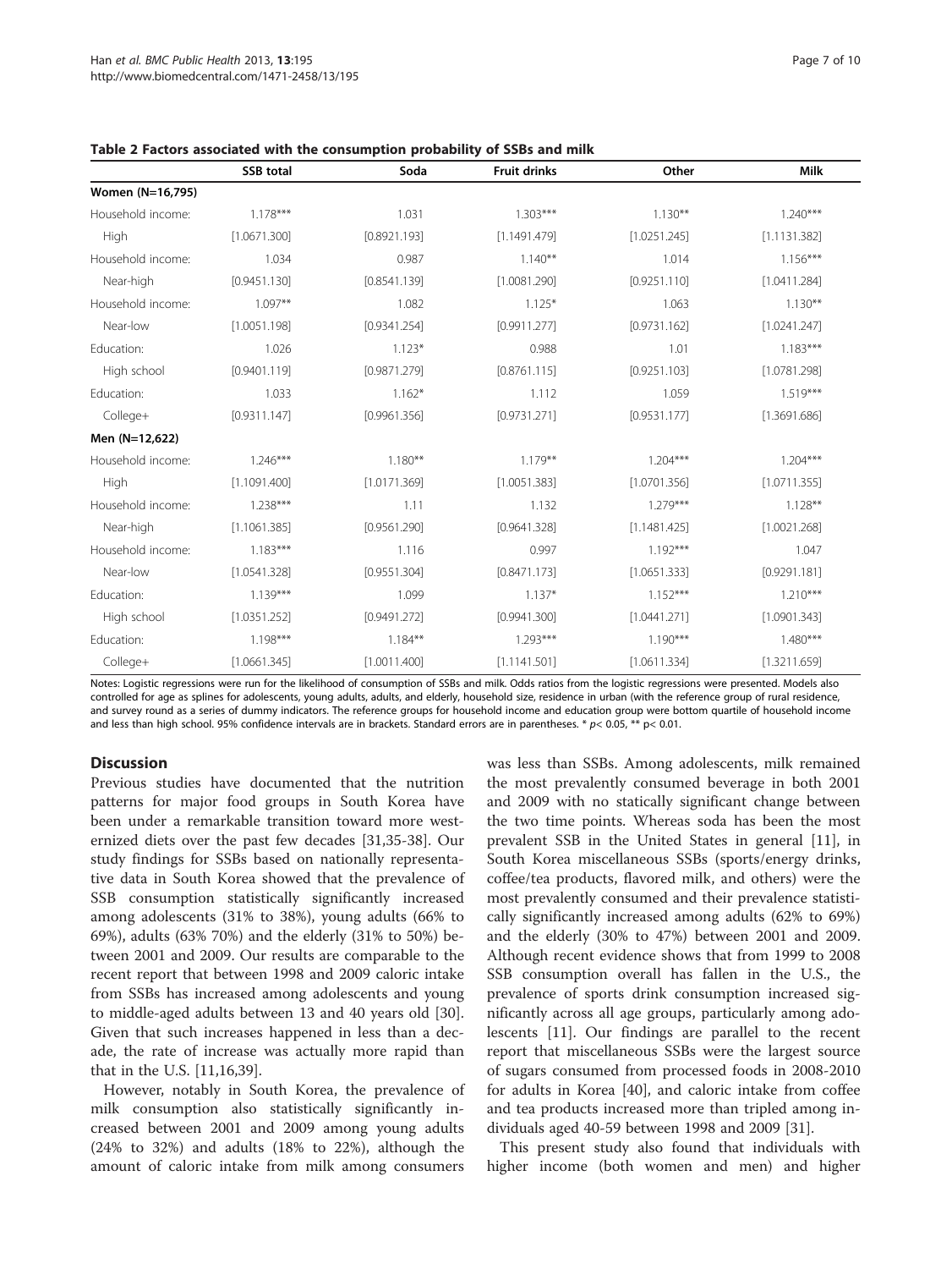**Table 2 Factors associated with the consumption probability of SSBs and milk**

| | SSB total | Soda | Fruit drinks | Other | Milk |
|---|---|---|---|---|---|
| **Women (N=16,795)** | | | | | |
| Household income: | 1.178*** | 1.031 | 1.303*** | 1.130** | 1.240*** |
| High | [1.0671.300] | [0.8921.193] | [1.1491.479] | [1.0251.245] | [1.1131.382] |
| Household income: | 1.034 | 0.987 | 1.140** | 1.014 | 1.156*** |
| Near-high | [0.9451.130] | [0.8541.139] | [1.0081.290] | [0.9251.110] | [1.0411.284] |
| Household income: | 1.097** | 1.082 | 1.125* | 1.063 | 1.130** |
| Near-low | [1.0051.198] | [0.9341.254] | [0.9911.277] | [0.9731.162] | [1.0241.247] |
| Education: | 1.026 | 1.123* | 0.988 | 1.01 | 1.183*** |
| High school | [0.9401.119] | [0.9871.279] | [0.8761.115] | [0.9251.103] | [1.0781.298] |
| Education: | 1.033 | 1.162* | 1.112 | 1.059 | 1.519*** |
| College+ | [0.9311.147] | [0.9961.356] | [0.9731.271] | [0.9531.177] | [1.3691.686] |
| **Men (N=12,622)** | | | | | |
| Household income: | 1.246*** | 1.180** | 1.179** | 1.204*** | 1.204*** |
| High | [1.1091.400] | [1.0171.369] | [1.0051.383] | [1.0701.356] | [1.0711.355] |
| Household income: | 1.238*** | 1.11 | 1.132 | 1.279*** | 1.128** |
| Near-high | [1.1061.385] | [0.9561.290] | [0.9641.328] | [1.1481.425] | [1.0021.268] |
| Household income: | 1.183*** | 1.116 | 0.997 | 1.192*** | 1.047 |
| Near-low | [1.0541.328] | [0.9551.304] | [0.8471.173] | [1.0651.333] | [0.9291.181] |
| Education: | 1.139*** | 1.099 | 1.137* | 1.152*** | 1.210*** |
| High school | [1.0351.252] | [0.9491.272] | [0.9941.300] | [1.0441.271] | [1.0901.343] |
| Education: | 1.198*** | 1.184** | 1.293*** | 1.190*** | 1.480*** |
| College+ | [1.0661.345] | [1.0011.400] | [1.1141.501] | [1.0611.334] | [1.3211.659] |

Notes: Logistic regressions were run for the likelihood of consumption of SSBs and milk. Odds ratios from the logistic regressions were presented. Models also controlled for age as splines for adolescents, young adults, adults, and elderly, household size, residence in urban (with the reference group of rural residence, and survey round as a series of dummy indicators. The reference groups for household income and education group were bottom quartile of household income and less than high school. 95% confidence intervals are in brackets. Standard errors are in parentheses. * $p< 0.05$, ** $p< 0.01$.

## Discussion

Previous studies have documented that the nutrition patterns for major food groups in South Korea have been under a remarkable transition toward more westernized diets over the past few decades [31,35-38]. Our study findings for SSBs based on nationally representative data in South Korea showed that the prevalence of SSB consumption statistically significantly increased among adolescents (31% to 38%), young adults (66% to 69%), adults (63% 70%) and the elderly (31% to 50%) between 2001 and 2009. Our results are comparable to the recent report that between 1998 and 2009 caloric intake from SSBs has increased among adolescents and young to middle-aged adults between 13 and 40 years old [30]. Given that such increases happened in less than a decade, the rate of increase was actually more rapid than that in the U.S. [11,16,39].

However, notably in South Korea, the prevalence of milk consumption also statistically significantly increased between 2001 and 2009 among young adults (24% to 32%) and adults (18% to 22%), although the amount of caloric intake from milk among consumers was less than SSBs. Among adolescents, milk remained the most prevalently consumed beverage in both 2001 and 2009 with no statically significant change between the two time points. Whereas soda has been the most prevalent SSB in the United States in general [11], in South Korea miscellaneous SSBs (sports/energy drinks, coffee/tea products, flavored milk, and others) were the most prevalently consumed and their prevalence statistically significantly increased among adults (62% to 69%) and the elderly (30% to 47%) between 2001 and 2009. Although recent evidence shows that from 1999 to 2008 SSB consumption overall has fallen in the U.S., the prevalence of sports drink consumption increased significantly across all age groups, particularly among adolescents [11]. Our findings are parallel to the recent report that miscellaneous SSBs were the largest source of sugars consumed from processed foods in 2008-2010 for adults in Korea [40], and caloric intake from coffee and tea products increased more than tripled among individuals aged 40-59 between 1998 and 2009 [31].

This present study also found that individuals with higher income (both women and men) and higher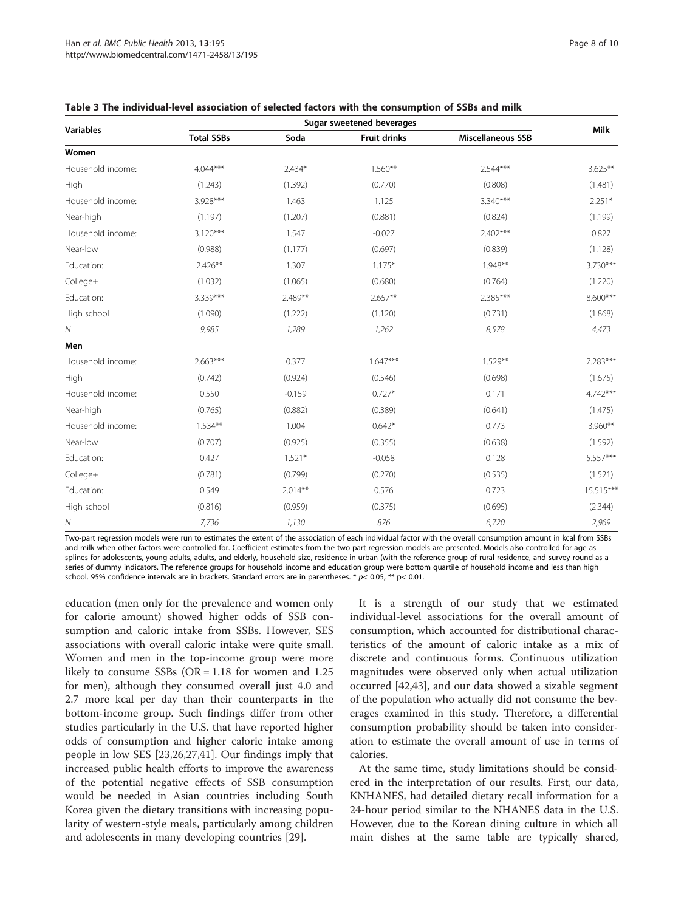**Table 3 The individual-level association of selected factors with the consumption of SSBs and milk**

| Variables | Sugar sweetened beverages | | | | Milk |
|---|---|---|---|---|---|
| | Total SSBs | Soda | Fruit drinks | Miscellaneous SSB | |
| **Women** | | | | | |
| Household income: | 4.044*** | 2.434* | 1.560** | 2.544*** | 3.625** |
| High | (1.243) | (1.392) | (0.770) | (0.808) | (1.481) |
| Household income: | 3.928*** | 1.463 | 1.125 | 3.340*** | 2.251* |
| Near-high | (1.197) | (1.207) | (0.881) | (0.824) | (1.199) |
| Household income: | 3.120*** | 1.547 | -0.027 | 2.402*** | 0.827 |
| Near-low | (0.988) | (1.177) | (0.697) | (0.839) | (1.128) |
| Education: | 2.426** | 1.307 | 1.175* | 1.948** | 3.730*** |
| College+ | (1.032) | (1.065) | (0.680) | (0.764) | (1.220) |
| Education: | 3.339*** | 2.489** | 2.657** | 2.385*** | 8.600*** |
| High school | (1.090) | (1.222) | (1.120) | (0.731) | (1.868) |
| *N* | *9,985* | *1,289* | *1,262* | *8,578* | *4,473* |
| **Men** | | | | | |
| Household income: | 2.663*** | 0.377 | 1.647*** | 1.529** | 7.283*** |
| High | (0.742) | (0.924) | (0.546) | (0.698) | (1.675) |
| Household income: | 0.550 | -0.159 | 0.727* | 0.171 | 4.742*** |
| Near-high | (0.765) | (0.882) | (0.389) | (0.641) | (1.475) |
| Household income: | 1.534** | 1.004 | 0.642* | 0.773 | 3.960** |
| Near-low | (0.707) | (0.925) | (0.355) | (0.638) | (1.592) |
| Education: | 0.427 | 1.521* | -0.058 | 0.128 | 5.557*** |
| College+ | (0.781) | (0.799) | (0.270) | (0.535) | (1.521) |
| Education: | 0.549 | 2.014** | 0.576 | 0.723 | 15.515*** |
| High school | (0.816) | (0.959) | (0.375) | (0.695) | (2.344) |
| *N* | *7,736* | *1,130* | *876* | *6,720* | *2,969* |

Two-part regression models were run to estimates the extent of the association of each individual factor with the overall consumption amount in kcal from SSBs and milk when other factors were controlled for. Coefficient estimates from the two-part regression models are presented. Models also controlled for age as splines for adolescents, young adults, adults, and elderly, household size, residence in urban (with the reference group of rural residence, and survey round as a series of dummy indicators. The reference groups for household income and education group were bottom quartile of household income and less than high school. 95% confidence intervals are in brackets. Standard errors are in parentheses. * $p < 0.05$, ** $p < 0.01$.

education (men only for the prevalence and women only for calorie amount) showed higher odds of SSB consumption and caloric intake from SSBs. However, SES associations with overall caloric intake were quite small. Women and men in the top-income group were more likely to consume SSBs (OR = 1.18 for women and 1.25 for men), although they consumed overall just 4.0 and 2.7 more kcal per day than their counterparts in the bottom-income group. Such findings differ from other studies particularly in the U.S. that have reported higher odds of consumption and higher caloric intake among people in low SES [23,26,27,41]. Our findings imply that increased public health efforts to improve the awareness of the potential negative effects of SSB consumption would be needed in Asian countries including South Korea given the dietary transitions with increasing popularity of western-style meals, particularly among children and adolescents in many developing countries [29].

It is a strength of our study that we estimated individual-level associations for the overall amount of consumption, which accounted for distributional characteristics of the amount of caloric intake as a mix of discrete and continuous forms. Continuous utilization magnitudes were observed only when actual utilization occurred [42,43], and our data showed a sizable segment of the population who actually did not consume the beverages examined in this study. Therefore, a differential consumption probability should be taken into consideration to estimate the overall amount of use in terms of calories.

At the same time, study limitations should be considered in the interpretation of our results. First, our data, KNHANES, had detailed dietary recall information for a 24-hour period similar to the NHANES data in the U.S. However, due to the Korean dining culture in which all main dishes at the same table are typically shared,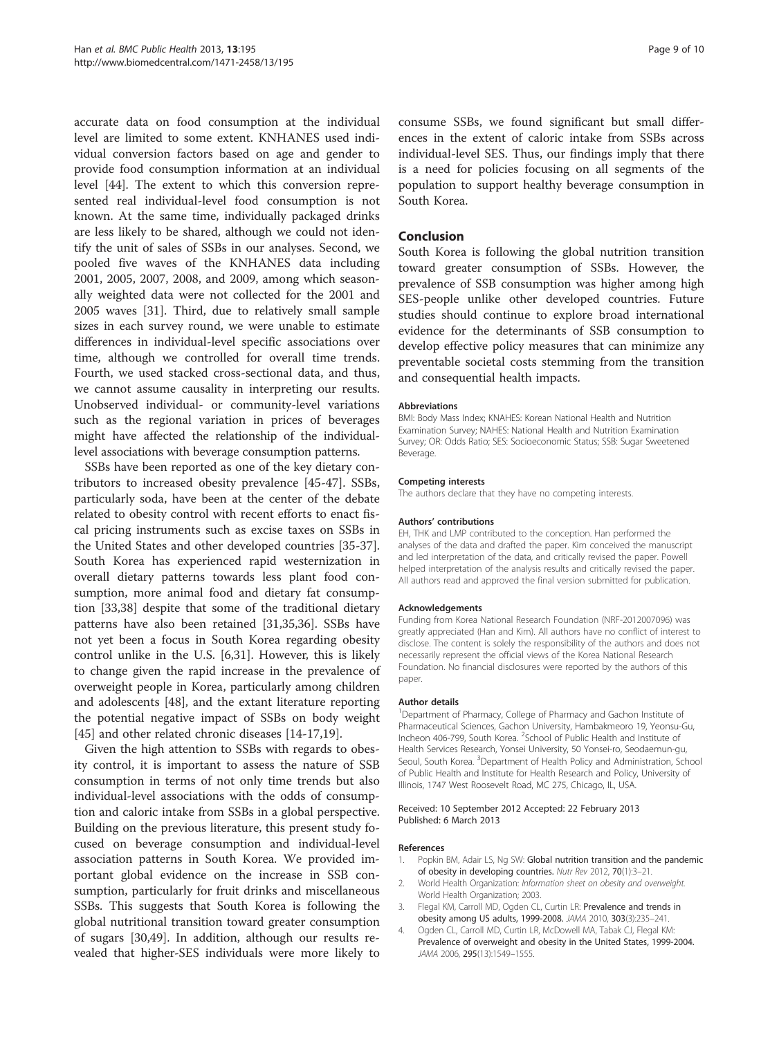accurate data on food consumption at the individual level are limited to some extent. KNHANES used individual conversion factors based on age and gender to provide food consumption information at an individual level [44]. The extent to which this conversion represented real individual-level food consumption is not known. At the same time, individually packaged drinks are less likely to be shared, although we could not identify the unit of sales of SSBs in our analyses. Second, we pooled five waves of the KNHANES data including 2001, 2005, 2007, 2008, and 2009, among which seasonally weighted data were not collected for the 2001 and 2005 waves [31]. Third, due to relatively small sample sizes in each survey round, we were unable to estimate differences in individual-level specific associations over time, although we controlled for overall time trends. Fourth, we used stacked cross-sectional data, and thus, we cannot assume causality in interpreting our results. Unobserved individual- or community-level variations such as the regional variation in prices of beverages might have affected the relationship of the individual-level associations with beverage consumption patterns.

SSBs have been reported as one of the key dietary contributors to increased obesity prevalence [45-47]. SSBs, particularly soda, have been at the center of the debate related to obesity control with recent efforts to enact fiscal pricing instruments such as excise taxes on SSBs in the United States and other developed countries [35-37]. South Korea has experienced rapid westernization in overall dietary patterns towards less plant food consumption, more animal food and dietary fat consumption [33,38] despite that some of the traditional dietary patterns have also been retained [31,35,36]. SSBs have not yet been a focus in South Korea regarding obesity control unlike in the U.S. [6,31]. However, this is likely to change given the rapid increase in the prevalence of overweight people in Korea, particularly among children and adolescents [48], and the extant literature reporting the potential negative impact of SSBs on body weight [45] and other related chronic diseases [14-17,19].

Given the high attention to SSBs with regards to obesity control, it is important to assess the nature of SSB consumption in terms of not only time trends but also individual-level associations with the odds of consumption and caloric intake from SSBs in a global perspective. Building on the previous literature, this present study focused on beverage consumption and individual-level association patterns in South Korea. We provided important global evidence on the increase in SSB consumption, particularly for fruit drinks and miscellaneous SSBs. This suggests that South Korea is following the global nutritional transition toward greater consumption of sugars [30,49]. In addition, although our results revealed that higher-SES individuals were more likely to consume SSBs, we found significant but small differences in the extent of caloric intake from SSBs across individual-level SES. Thus, our findings imply that there is a need for policies focusing on all segments of the population to support healthy beverage consumption in South Korea.

## Conclusion

South Korea is following the global nutrition transition toward greater consumption of SSBs. However, the prevalence of SSB consumption was higher among high SES-people unlike other developed countries. Future studies should continue to explore broad international evidence for the determinants of SSB consumption to develop effective policy measures that can minimize any preventable societal costs stemming from the transition and consequential health impacts.

#### Abbreviations

BMI: Body Mass Index; KNAHES: Korean National Health and Nutrition Examination Survey; NAHES: National Health and Nutrition Examination Survey; OR: Odds Ratio; SES: Socioeconomic Status; SSB: Sugar Sweetened Beverage.

#### Competing interests

The authors declare that they have no competing interests.

#### Authors' contributions

EH, THK and LMP contributed to the conception. Han performed the analyses of the data and drafted the paper. Kim conceived the manuscript and led interpretation of the data, and critically revised the paper. Powell helped interpretation of the analysis results and critically revised the paper. All authors read and approved the final version submitted for publication.

#### Acknowledgements

Funding from Korea National Research Foundation (NRF-2012007096) was greatly appreciated (Han and Kim). All authors have no conflict of interest to disclose. The content is solely the responsibility of the authors and does not necessarily represent the official views of the Korea National Research Foundation. No financial disclosures were reported by the authors of this paper.

#### Author details

[1]Department of Pharmacy, College of Pharmacy and Gachon Institute of Pharmaceutical Sciences, Gachon University, Hambakmeoro 19, Yeonsu-Gu, Incheon 406-799, South Korea. [2]School of Public Health and Institute of Health Services Research, Yonsei University, 50 Yonsei-ro, Seodaemun-gu, Seoul, South Korea. [3]Department of Health Policy and Administration, School of Public Health and Institute for Health Research and Policy, University of Illinois, 1747 West Roosevelt Road, MC 275, Chicago, IL, USA.

Received: 10 September 2012 Accepted: 22 February 2013
Published: 6 March 2013

#### References

1. Popkin BM, Adair LS, Ng SW: **Global nutrition transition and the pandemic of obesity in developing countries.** *Nutr Rev* 2012, **70**(1):3–21.
2. World Health Organization: *Information sheet on obesity and overweight.* World Health Organization; 2003.
3. Flegal KM, Carroll MD, Ogden CL, Curtin LR: **Prevalence and trends in obesity among US adults, 1999-2008.** *JAMA* 2010, **303**(3):235–241.
4. Ogden CL, Carroll MD, Curtin LR, McDowell MA, Tabak CJ, Flegal KM: **Prevalence of overweight and obesity in the United States, 1999-2004.** *JAMA* 2006, **295**(13):1549–1555.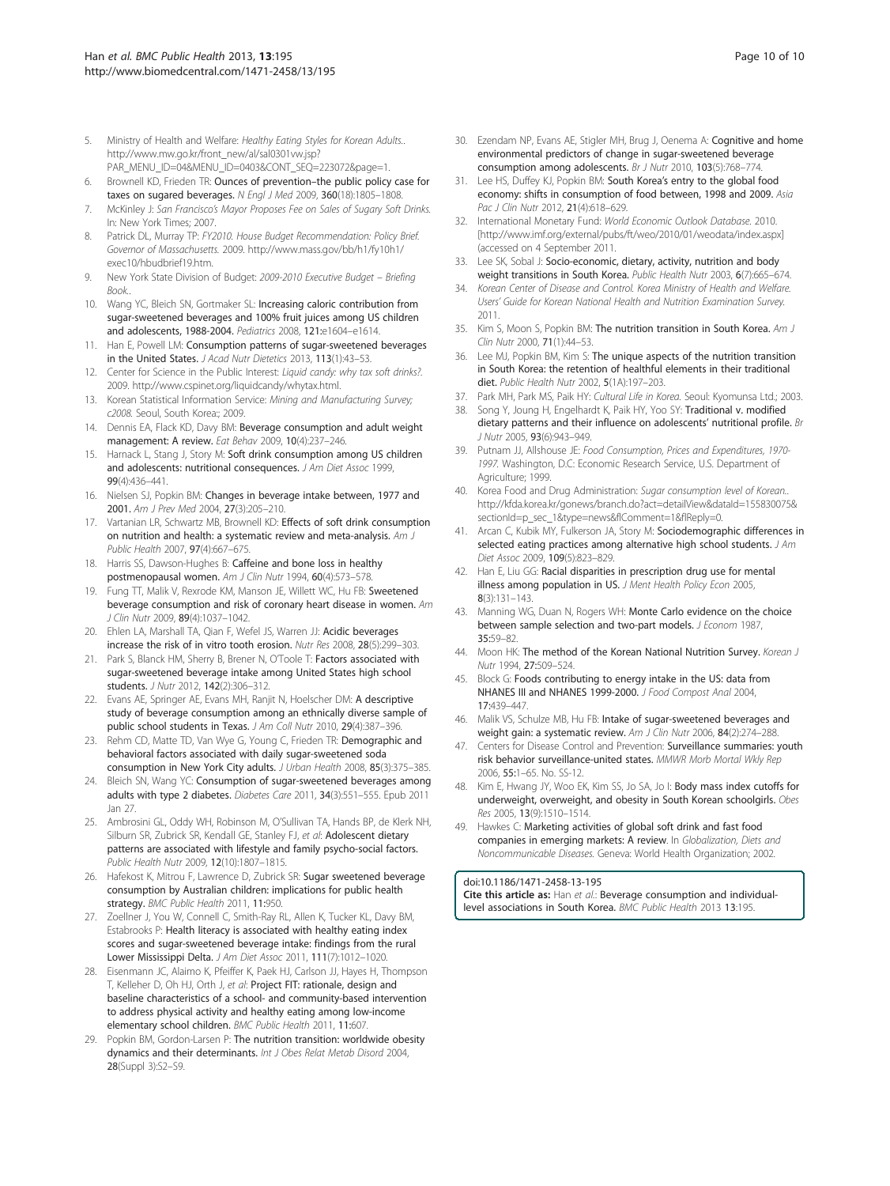5. Ministry of Health and Welfare: *Healthy Eating Styles for Korean Adults.*. http://www.mw.go.kr/front_new/al/sal0301vw.jsp?PAR_MENU_ID=04&MENU_ID=0403&CONT_SEQ=223072&page=1.
6. Brownell KD, Frieden TR: **Ounces of prevention–the public policy case for taxes on sugared beverages.** *N Engl J Med* 2009, **360**(18):1805–1808.
7. McKinley J: *San Francisco's Mayor Proposes Fee on Sales of Sugary Soft Drinks.* In: New York Times; 2007.
8. Patrick DL, Murray TP: *FY2010. House Budget Recommendation: Policy Brief. Governor of Massachusetts.* 2009. http://www.mass.gov/bb/h1/fy10h1/exec10/hbudbrief19.htm.
9. New York State Division of Budget: *2009-2010 Executive Budget – Briefing Book.*.
10. Wang YC, Bleich SN, Gortmaker SL: **Increasing caloric contribution from sugar-sweetened beverages and 100% fruit juices among US children and adolescents, 1988-2004.** *Pediatrics* 2008, **121:**e1604–e1614.
11. Han E, Powell LM: **Consumption patterns of sugar-sweetened beverages in the United States.** *J Acad Nutr Dietetics* 2013, **113**(1):43–53.
12. Center for Science in the Public Interest: *Liquid candy: why tax soft drinks?.* 2009. http://www.cspinet.org/liquidcandy/whytax.html.
13. Korean Statistical Information Service: *Mining and Manufacturing Survey; c2008.* Seoul, South Korea:; 2009.
14. Dennis EA, Flack KD, Davy BM: **Beverage consumption and adult weight management: A review.** *Eat Behav* 2009, **10**(4):237–246.
15. Harnack L, Stang J, Story M: **Soft drink consumption among US children and adolescents: nutritional consequences.** *J Am Diet Assoc* 1999, **99**(4):436–441.
16. Nielsen SJ, Popkin BM: **Changes in beverage intake between, 1977 and 2001.** *Am J Prev Med* 2004, **27**(3):205–210.
17. Vartanian LR, Schwartz MB, Brownell KD: **Effects of soft drink consumption on nutrition and health: a systematic review and meta-analysis.** *Am J Public Health* 2007, **97**(4):667–675.
18. Harris SS, Dawson-Hughes B: **Caffeine and bone loss in healthy postmenopausal women.** *Am J Clin Nutr* 1994, **60**(4):573–578.
19. Fung TT, Malik V, Rexrode KM, Manson JE, Willett WC, Hu FB: **Sweetened beverage consumption and risk of coronary heart disease in women.** *Am J Clin Nutr* 2009, **89**(4):1037–1042.
20. Ehlen LA, Marshall TA, Qian F, Wefel JS, Warren JJ: **Acidic beverages increase the risk of in vitro tooth erosion.** *Nutr Res* 2008, **28**(5):299–303.
21. Park S, Blanck HM, Sherry B, Brener N, O'Toole T: **Factors associated with sugar-sweetened beverage intake among United States high school students.** *J Nutr* 2012, **142**(2):306–312.
22. Evans AE, Springer AE, Evans MH, Ranjit N, Hoelscher DM: **A descriptive study of beverage consumption among an ethnically diverse sample of public school students in Texas.** *J Am Coll Nutr* 2010, **29**(4):387–396.
23. Rehm CD, Matte TD, Van Wye G, Young C, Frieden TR: **Demographic and behavioral factors associated with daily sugar-sweetened soda consumption in New York City adults.** *J Urban Health* 2008, **85**(3):375–385.
24. Bleich SN, Wang YC: **Consumption of sugar-sweetened beverages among adults with type 2 diabetes.** *Diabetes Care* 2011, **34**(3):551–555. Epub 2011 Jan 27.
25. Ambrosini GL, Oddy WH, Robinson M, O'Sullivan TA, Hands BP, de Klerk NH, Silburn SR, Zubrick SR, Kendall GE, Stanley FJ, *et al*: **Adolescent dietary patterns are associated with lifestyle and family psycho-social factors.** *Public Health Nutr* 2009, **12**(10):1807–1815.
26. Hafekost K, Mitrou F, Lawrence D, Zubrick SR: **Sugar sweetened beverage consumption by Australian children: implications for public health strategy.** *BMC Public Health* 2011, **11:**950.
27. Zoellner J, You W, Connell C, Smith-Ray RL, Allen K, Tucker KL, Davy BM, Estabrooks P: **Health literacy is associated with healthy eating index scores and sugar-sweetened beverage intake: findings from the rural Lower Mississippi Delta.** *J Am Diet Assoc* 2011, **111**(7):1012–1020.
28. Eisenmann JC, Alaimo K, Pfeiffer K, Paek HJ, Carlson JJ, Hayes H, Thompson T, Kelleher D, Oh HJ, Orth J, *et al*: **Project FIT: rationale, design and baseline characteristics of a school- and community-based intervention to address physical activity and healthy eating among low-income elementary school children.** *BMC Public Health* 2011, **11:**607.
29. Popkin BM, Gordon-Larsen P: **The nutrition transition: worldwide obesity dynamics and their determinants.** *Int J Obes Relat Metab Disord* 2004, **28**(Suppl 3):S2–S9.
30. Ezendam NP, Evans AE, Stigler MH, Brug J, Oenema A: **Cognitive and home environmental predictors of change in sugar-sweetened beverage consumption among adolescents.** *Br J Nutr* 2010, **103**(5):768–774.
31. Lee HS, Duffey KJ, Popkin BM: **South Korea's entry to the global food economy: shifts in consumption of food between, 1998 and 2009.** *Asia Pac J Clin Nutr* 2012, **21**(4):618–629.
32. International Monetary Fund: *World Economic Outlook Database.* 2010. [http://www.imf.org/external/pubs/ft/weo/2010/01/weodata/index.aspx] (accessed on 4 September 2011.
33. Lee SK, Sobal J: **Socio-economic, dietary, activity, nutrition and body weight transitions in South Korea.** *Public Health Nutr* 2003, **6**(7):665–674.
34. *Korean Center of Disease and Control. Korea Ministry of Health and Welfare. Users' Guide for Korean National Health and Nutrition Examination Survey.* 2011.
35. Kim S, Moon S, Popkin BM: **The nutrition transition in South Korea.** *Am J Clin Nutr* 2000, **71**(1):44–53.
36. Lee MJ, Popkin BM, Kim S: **The unique aspects of the nutrition transition in South Korea: the retention of healthful elements in their traditional diet.** *Public Health Nutr* 2002, **5**(1A):197–203.
37. Park MH, Park MS, Paik HY: *Cultural Life in Korea.* Seoul: Kyomunsa Ltd.; 2003.
38. Song Y, Joung H, Engelhardt K, Paik HY, Yoo SY: **Traditional v. modified dietary patterns and their influence on adolescents' nutritional profile.** *Br J Nutr* 2005, **93**(6):943–949.
39. Putnam JJ, Allshouse JE: *Food Consumption, Prices and Expenditures, 1970-1997.* Washington, D.C: Economic Research Service, U.S. Department of Agriculture; 1999.
40. Korea Food and Drug Administration: *Sugar consumption level of Korean.*. http://kfda.korea.kr/gonews/branch.do?act=detailView&dataId=155830075&sectionId=p_sec_1&type=news&flComment=1&flReply=0.
41. Arcan C, Kubik MY, Fulkerson JA, Story M: **Sociodemographic differences in selected eating practices among alternative high school students.** *J Am Diet Assoc* 2009, **109**(5):823–829.
42. Han E, Liu GG: **Racial disparities in prescription drug use for mental illness among population in US.** *J Ment Health Policy Econ* 2005, **8**(3):131–143.
43. Manning WG, Duan N, Rogers WH: **Monte Carlo evidence on the choice between sample selection and two-part models.** *J Econom* 1987, **35:**59–82.
44. Moon HK: **The method of the Korean National Nutrition Survey.** *Korean J Nutr* 1994, **27:**509–524.
45. Block G: **Foods contributing to energy intake in the US: data from NHANES III and NHANES 1999-2000.** *J Food Compost Anal* 2004, **17:**439–447.
46. Malik VS, Schulze MB, Hu FB: **Intake of sugar-sweetened beverages and weight gain: a systematic review.** *Am J Clin Nutr* 2006, **84**(2):274–288.
47. Centers for Disease Control and Prevention: **Surveillance summaries: youth risk behavior surveillance-united states.** *MMWR Morb Mortal Wkly Rep* 2006, **55:**1–65. No. SS-12.
48. Kim E, Hwang JY, Woo EK, Kim SS, Jo SA, Jo I: **Body mass index cutoffs for underweight, overweight, and obesity in South Korean schoolgirls.** *Obes Res* 2005, **13**(9):1510–1514.
49. Hawkes C: **Marketing activities of global soft drink and fast food companies in emerging markets: A review.** In *Globalization, Diets and Noncommunicable Diseases.* Geneva: World Health Organization; 2002.

doi:10.1186/1471-2458-13-195

**Cite this article as:** Han *et al.*: Beverage consumption and individual-level associations in South Korea. *BMC Public Health* 2013 **13**:195.